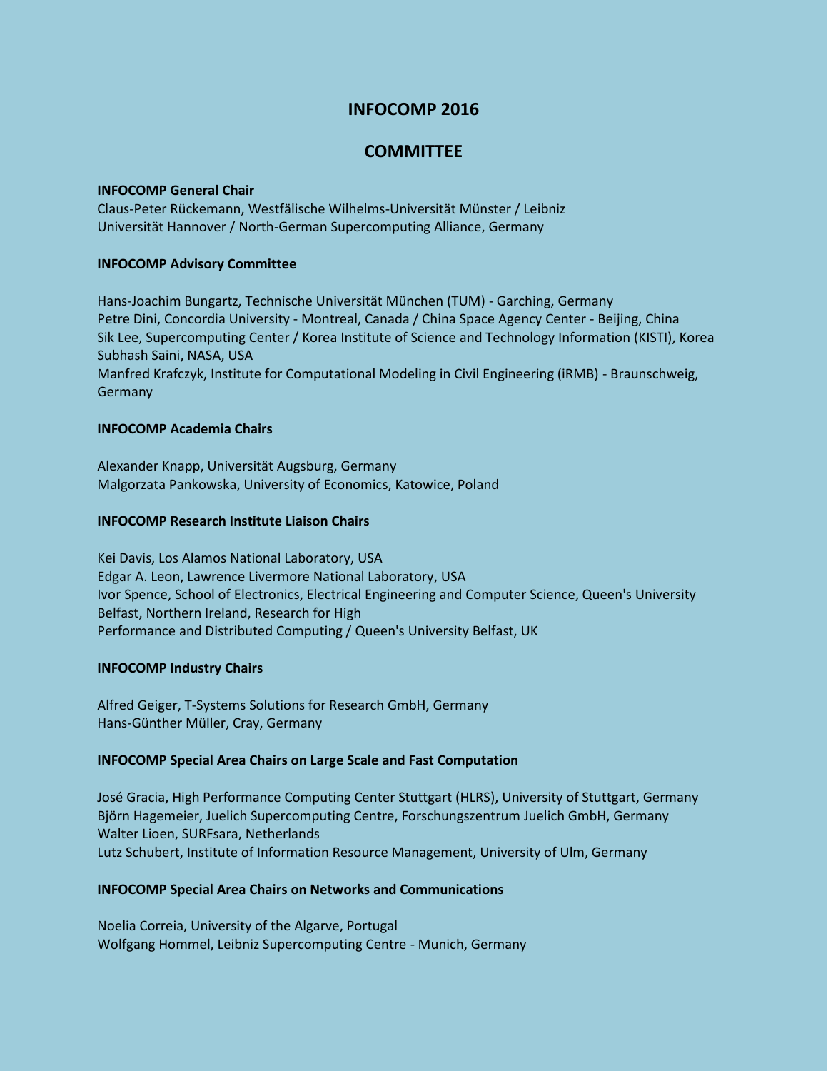# INFOCOMP 2016

## COMMITTEE

**INFOCOMP General Chair**

Claus-Peter Rückemann, Westfälische Wilhelms-Universität Münster / Leibniz Universität Hannover / North-German Supercomputing Alliance, Germany

**INFOCOMP Advisory Committee**

Hans-Joachim Bungartz, Technische Universität München (TUM) - Garching, Germany
Petre Dini, Concordia University - Montreal, Canada / China Space Agency Center - Beijing, China
Sik Lee, Supercomputing Center / Korea Institute of Science and Technology Information (KISTI), Korea
Subhash Saini, NASA, USA
Manfred Krafczyk, Institute for Computational Modeling in Civil Engineering (iRMB) - Braunschweig, Germany

**INFOCOMP Academia Chairs**

Alexander Knapp, Universität Augsburg, Germany
Malgorzata Pankowska, University of Economics, Katowice, Poland

**INFOCOMP Research Institute Liaison Chairs**

Kei Davis, Los Alamos National Laboratory, USA
Edgar A. Leon, Lawrence Livermore National Laboratory, USA
Ivor Spence, School of Electronics, Electrical Engineering and Computer Science, Queen's University Belfast, Northern Ireland, Research for High Performance and Distributed Computing / Queen's University Belfast, UK

**INFOCOMP Industry Chairs**

Alfred Geiger, T-Systems Solutions for Research GmbH, Germany
Hans-Günther Müller, Cray, Germany

**INFOCOMP Special Area Chairs on Large Scale and Fast Computation**

José Gracia, High Performance Computing Center Stuttgart (HLRS), University of Stuttgart, Germany
Björn Hagemeier, Juelich Supercomputing Centre, Forschungszentrum Juelich GmbH, Germany
Walter Lioen, SURFsara, Netherlands
Lutz Schubert, Institute of Information Resource Management, University of Ulm, Germany

**INFOCOMP Special Area Chairs on Networks and Communications**

Noelia Correia, University of the Algarve, Portugal
Wolfgang Hommel, Leibniz Supercomputing Centre - Munich, Germany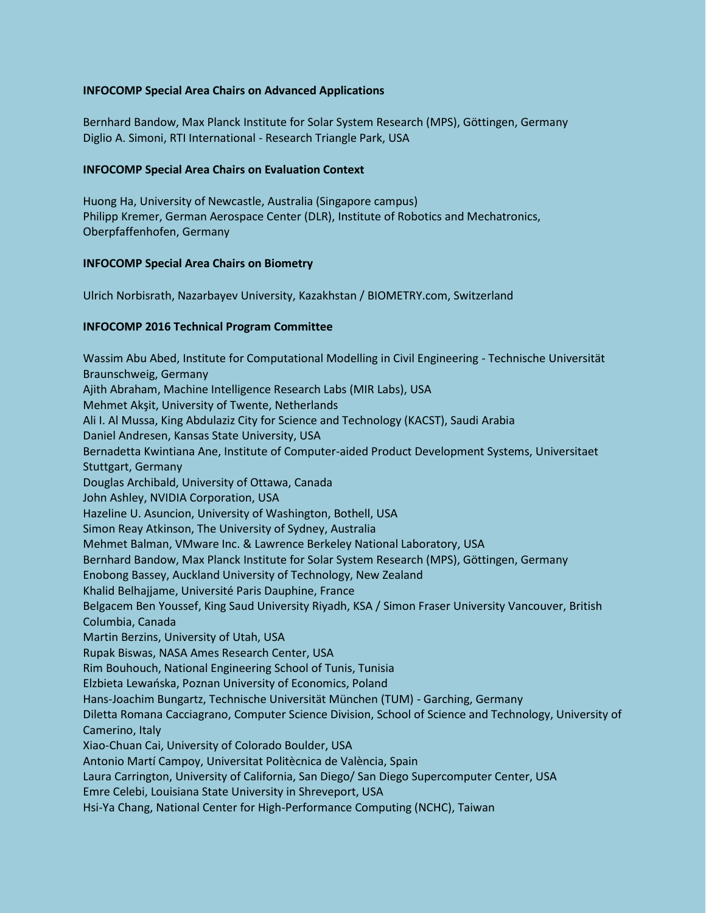### INFOCOMP Special Area Chairs on Advanced Applications

Bernhard Bandow, Max Planck Institute for Solar System Research (MPS), Göttingen, Germany
Diglio A. Simoni, RTI International - Research Triangle Park, USA

### INFOCOMP Special Area Chairs on Evaluation Context

Huong Ha, University of Newcastle, Australia (Singapore campus)
Philipp Kremer, German Aerospace Center (DLR), Institute of Robotics and Mechatronics, Oberpfaffenhofen, Germany

### INFOCOMP Special Area Chairs on Biometry

Ulrich Norbisrath, Nazarbayev University, Kazakhstan / BIOMETRY.com, Switzerland

### INFOCOMP 2016 Technical Program Committee

Wassim Abu Abed, Institute for Computational Modelling in Civil Engineering - Technische Universität Braunschweig, Germany
Ajith Abraham, Machine Intelligence Research Labs (MIR Labs), USA
Mehmet Akşit, University of Twente, Netherlands
Ali I. Al Mussa, King Abdulaziz City for Science and Technology (KACST), Saudi Arabia
Daniel Andresen, Kansas State University, USA
Bernadetta Kwintiana Ane, Institute of Computer-aided Product Development Systems, Universitaet Stuttgart, Germany
Douglas Archibald, University of Ottawa, Canada
John Ashley, NVIDIA Corporation, USA
Hazeline U. Asuncion, University of Washington, Bothell, USA
Simon Reay Atkinson, The University of Sydney, Australia
Mehmet Balman, VMware Inc. & Lawrence Berkeley National Laboratory, USA
Bernhard Bandow, Max Planck Institute for Solar System Research (MPS), Göttingen, Germany
Enobong Bassey, Auckland University of Technology, New Zealand
Khalid Belhajjame, Université Paris Dauphine, France
Belgacem Ben Youssef, King Saud University Riyadh, KSA / Simon Fraser University Vancouver, British Columbia, Canada
Martin Berzins, University of Utah, USA
Rupak Biswas, NASA Ames Research Center, USA
Rim Bouhouch, National Engineering School of Tunis, Tunisia
Elzbieta Lewańska, Poznan University of Economics, Poland
Hans-Joachim Bungartz, Technische Universität München (TUM) - Garching, Germany
Diletta Romana Cacciagrano, Computer Science Division, School of Science and Technology, University of Camerino, Italy
Xiao-Chuan Cai, University of Colorado Boulder, USA
Antonio Martí Campoy, Universitat Politècnica de València, Spain
Laura Carrington, University of California, San Diego/ San Diego Supercomputer Center, USA
Emre Celebi, Louisiana State University in Shreveport, USA
Hsi-Ya Chang, National Center for High-Performance Computing (NCHC), Taiwan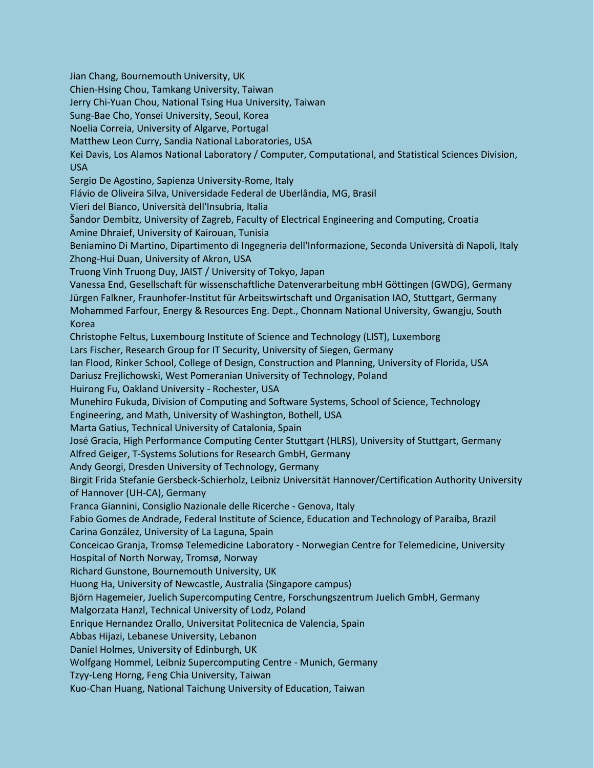Jian Chang, Bournemouth University, UK
Chien-Hsing Chou, Tamkang University, Taiwan
Jerry Chi-Yuan Chou, National Tsing Hua University, Taiwan
Sung-Bae Cho, Yonsei University, Seoul, Korea
Noelia Correia, University of Algarve, Portugal
Matthew Leon Curry, Sandia National Laboratories, USA
Kei Davis, Los Alamos National Laboratory / Computer, Computational, and Statistical Sciences Division, USA
Sergio De Agostino, Sapienza University-Rome, Italy
Flávio de Oliveira Silva, Universidade Federal de Uberlândia, MG, Brasil
Vieri del Bianco, Università dell'Insubria, Italia
Šandor Dembitz, University of Zagreb, Faculty of Electrical Engineering and Computing, Croatia
Amine Dhraief, University of Kairouan, Tunisia
Beniamino Di Martino, Dipartimento di Ingegneria dell'Informazione, Seconda Università di Napoli, Italy
Zhong-Hui Duan, University of Akron, USA
Truong Vinh Truong Duy, JAIST / University of Tokyo, Japan
Vanessa End, Gesellschaft für wissenschaftliche Datenverarbeitung mbH Göttingen (GWDG), Germany
Jürgen Falkner, Fraunhofer-Institut für Arbeitswirtschaft und Organisation IAO, Stuttgart, Germany
Mohammed Farfour, Energy & Resources Eng. Dept., Chonnam National University, Gwangju, South Korea
Christophe Feltus, Luxembourg Institute of Science and Technology (LIST), Luxemborg
Lars Fischer, Research Group for IT Security, University of Siegen, Germany
Ian Flood, Rinker School, College of Design, Construction and Planning, University of Florida, USA
Dariusz Frejlichowski, West Pomeranian University of Technology, Poland
Huirong Fu, Oakland University - Rochester, USA
Munehiro Fukuda, Division of Computing and Software Systems, School of Science, Technology Engineering, and Math, University of Washington, Bothell, USA
Marta Gatius, Technical University of Catalonia, Spain
José Gracia, High Performance Computing Center Stuttgart (HLRS), University of Stuttgart, Germany
Alfred Geiger, T-Systems Solutions for Research GmbH, Germany
Andy Georgi, Dresden University of Technology, Germany
Birgit Frida Stefanie Gersbeck-Schierholz, Leibniz Universität Hannover/Certification Authority University of Hannover (UH-CA), Germany
Franca Giannini, Consiglio Nazionale delle Ricerche - Genova, Italy
Fabio Gomes de Andrade, Federal Institute of Science, Education and Technology of Paraíba, Brazil
Carina González, University of La Laguna, Spain
Conceicao Granja, Tromsø Telemedicine Laboratory - Norwegian Centre for Telemedicine, University Hospital of North Norway, Tromsø, Norway
Richard Gunstone, Bournemouth University, UK
Huong Ha, University of Newcastle, Australia (Singapore campus)
Björn Hagemeier, Juelich Supercomputing Centre, Forschungszentrum Juelich GmbH, Germany
Malgorzata Hanzl, Technical University of Lodz, Poland
Enrique Hernandez Orallo, Universitat Politecnica de Valencia, Spain
Abbas Hijazi, Lebanese University, Lebanon
Daniel Holmes, University of Edinburgh, UK
Wolfgang Hommel, Leibniz Supercomputing Centre - Munich, Germany
Tzyy-Leng Horng, Feng Chia University, Taiwan
Kuo-Chan Huang, National Taichung University of Education, Taiwan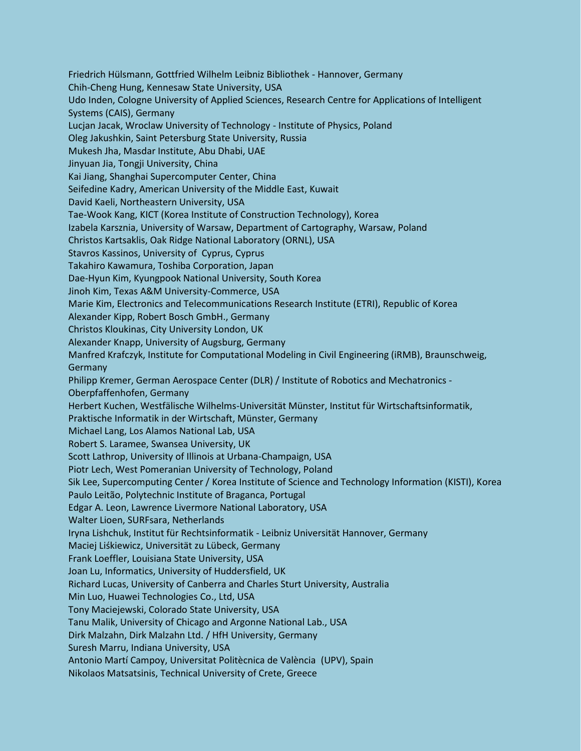Friedrich Hülsmann, Gottfried Wilhelm Leibniz Bibliothek - Hannover, Germany
Chih-Cheng Hung, Kennesaw State University, USA
Udo Inden, Cologne University of Applied Sciences, Research Centre for Applications of Intelligent Systems (CAIS), Germany
Lucjan Jacak, Wroclaw University of Technology - Institute of Physics, Poland
Oleg Jakushkin, Saint Petersburg State University, Russia
Mukesh Jha, Masdar Institute, Abu Dhabi, UAE
Jinyuan Jia, Tongji University, China
Kai Jiang, Shanghai Supercomputer Center, China
Seifedine Kadry, American University of the Middle East, Kuwait
David Kaeli, Northeastern University, USA
Tae-Wook Kang, KICT (Korea Institute of Construction Technology), Korea
Izabela Karsznia, University of Warsaw, Department of Cartography, Warsaw, Poland
Christos Kartsaklis, Oak Ridge National Laboratory (ORNL), USA
Stavros Kassinos, University of Cyprus, Cyprus
Takahiro Kawamura, Toshiba Corporation, Japan
Dae-Hyun Kim, Kyungpook National University, South Korea
Jinoh Kim, Texas A&M University-Commerce, USA
Marie Kim, Electronics and Telecommunications Research Institute (ETRI), Republic of Korea
Alexander Kipp, Robert Bosch GmbH., Germany
Christos Kloukinas, City University London, UK
Alexander Knapp, University of Augsburg, Germany
Manfred Krafczyk, Institute for Computational Modeling in Civil Engineering (iRMB), Braunschweig, Germany
Philipp Kremer, German Aerospace Center (DLR) / Institute of Robotics and Mechatronics - Oberpfaffenhofen, Germany
Herbert Kuchen, Westfälische Wilhelms-Universität Münster, Institut für Wirtschaftsinformatik, Praktische Informatik in der Wirtschaft, Münster, Germany
Michael Lang, Los Alamos National Lab, USA
Robert S. Laramee, Swansea University, UK
Scott Lathrop, University of Illinois at Urbana-Champaign, USA
Piotr Lech, West Pomeranian University of Technology, Poland
Sik Lee, Supercomputing Center / Korea Institute of Science and Technology Information (KISTI), Korea
Paulo Leitão, Polytechnic Institute of Braganca, Portugal
Edgar A. Leon, Lawrence Livermore National Laboratory, USA
Walter Lioen, SURFsara, Netherlands
Iryna Lishchuk, Institut für Rechtsinformatik - Leibniz Universität Hannover, Germany
Maciej Liśkiewicz, Universität zu Lübeck, Germany
Frank Loeffler, Louisiana State University, USA
Joan Lu, Informatics, University of Huddersfield, UK
Richard Lucas, University of Canberra and Charles Sturt University, Australia
Min Luo, Huawei Technologies Co., Ltd, USA
Tony Maciejewski, Colorado State University, USA
Tanu Malik, University of Chicago and Argonne National Lab., USA
Dirk Malzahn, Dirk Malzahn Ltd. / HfH University, Germany
Suresh Marru, Indiana University, USA
Antonio Martí Campoy, Universitat Politècnica de València (UPV), Spain
Nikolaos Matsatsinis, Technical University of Crete, Greece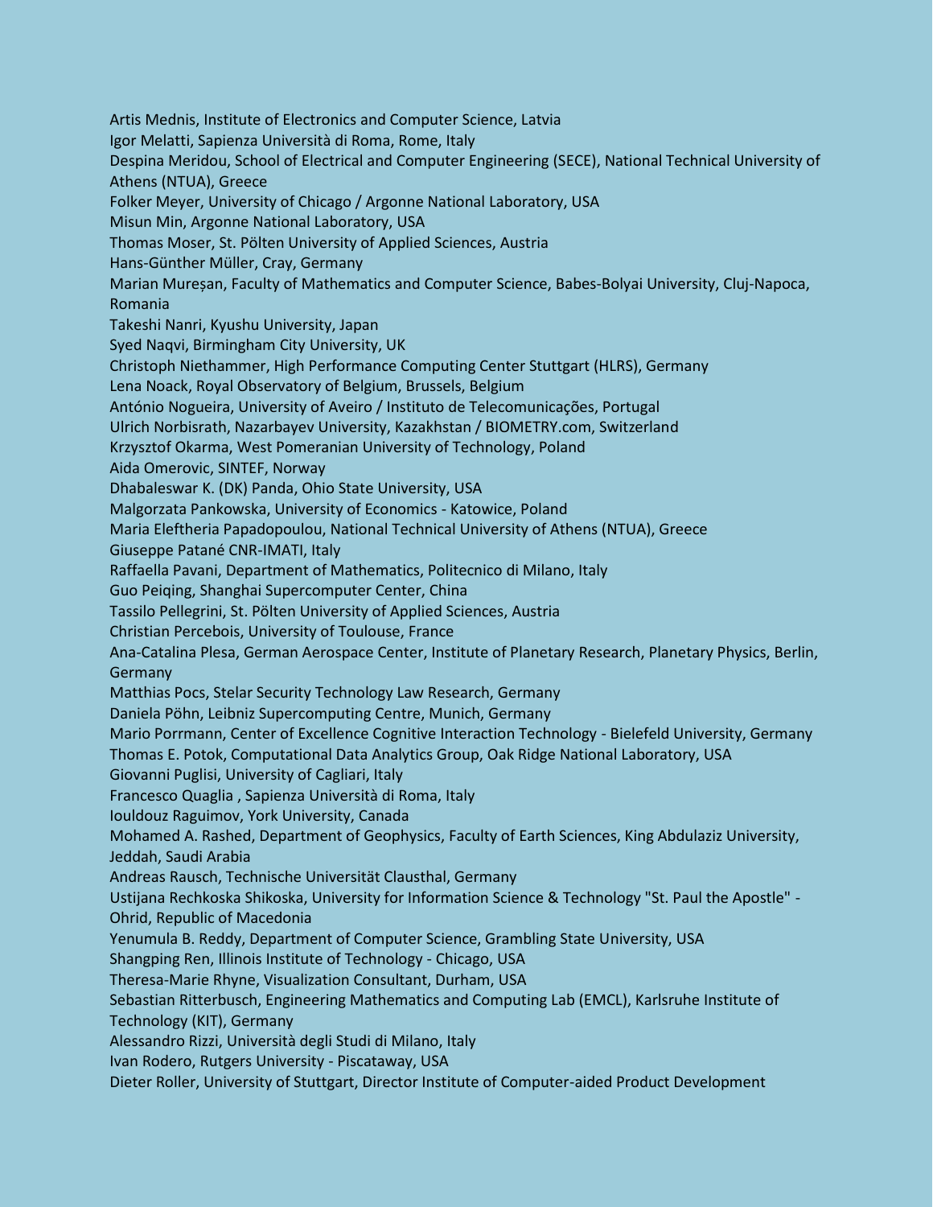Artis Mednis, Institute of Electronics and Computer Science, Latvia
Igor Melatti, Sapienza Università di Roma, Rome, Italy
Despina Meridou, School of Electrical and Computer Engineering (SECE), National Technical University of Athens (NTUA), Greece
Folker Meyer, University of Chicago / Argonne National Laboratory, USA
Misun Min, Argonne National Laboratory, USA
Thomas Moser, St. Pölten University of Applied Sciences, Austria
Hans-Günther Müller, Cray, Germany
Marian Mureșan, Faculty of Mathematics and Computer Science, Babes-Bolyai University, Cluj-Napoca, Romania
Takeshi Nanri, Kyushu University, Japan
Syed Naqvi, Birmingham City University, UK
Christoph Niethammer, High Performance Computing Center Stuttgart (HLRS), Germany
Lena Noack, Royal Observatory of Belgium, Brussels, Belgium
António Nogueira, University of Aveiro / Instituto de Telecomunicações, Portugal
Ulrich Norbisrath, Nazarbayev University, Kazakhstan / BIOMETRY.com, Switzerland
Krzysztof Okarma, West Pomeranian University of Technology, Poland
Aida Omerovic, SINTEF, Norway
Dhabaleswar K. (DK) Panda, Ohio State University, USA
Malgorzata Pankowska, University of Economics - Katowice, Poland
Maria Eleftheria Papadopoulou, National Technical University of Athens (NTUA), Greece
Giuseppe Patané CNR-IMATI, Italy
Raffaella Pavani, Department of Mathematics, Politecnico di Milano, Italy
Guo Peiqing, Shanghai Supercomputer Center, China
Tassilo Pellegrini, St. Pölten University of Applied Sciences, Austria
Christian Percebois, University of Toulouse, France
Ana-Catalina Plesa, German Aerospace Center, Institute of Planetary Research, Planetary Physics, Berlin, Germany
Matthias Pocs, Stelar Security Technology Law Research, Germany
Daniela Pöhn, Leibniz Supercomputing Centre, Munich, Germany
Mario Porrmann, Center of Excellence Cognitive Interaction Technology - Bielefeld University, Germany
Thomas E. Potok, Computational Data Analytics Group, Oak Ridge National Laboratory, USA
Giovanni Puglisi, University of Cagliari, Italy
Francesco Quaglia , Sapienza Università di Roma, Italy
Iouldouz Raguimov, York University, Canada
Mohamed A. Rashed, Department of Geophysics, Faculty of Earth Sciences, King Abdulaziz University, Jeddah, Saudi Arabia
Andreas Rausch, Technische Universität Clausthal, Germany
Ustijana Rechkoska Shikoska, University for Information Science & Technology "St. Paul the Apostle" - Ohrid, Republic of Macedonia
Yenumula B. Reddy, Department of Computer Science, Grambling State University, USA
Shangping Ren, Illinois Institute of Technology - Chicago, USA
Theresa-Marie Rhyne, Visualization Consultant, Durham, USA
Sebastian Ritterbusch, Engineering Mathematics and Computing Lab (EMCL), Karlsruhe Institute of Technology (KIT), Germany
Alessandro Rizzi, Università degli Studi di Milano, Italy
Ivan Rodero, Rutgers University - Piscataway, USA
Dieter Roller, University of Stuttgart, Director Institute of Computer-aided Product Development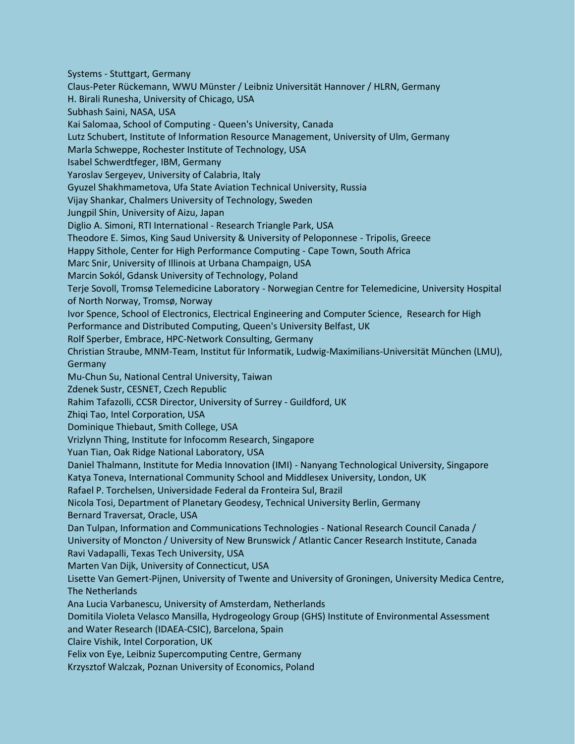Systems - Stuttgart, Germany
Claus-Peter Rückemann, WWU Münster / Leibniz Universität Hannover / HLRN, Germany
H. Birali Runesha, University of Chicago, USA
Subhash Saini, NASA, USA
Kai Salomaa, School of Computing - Queen's University, Canada
Lutz Schubert, Institute of Information Resource Management, University of Ulm, Germany
Marla Schweppe, Rochester Institute of Technology, USA
Isabel Schwerdtfeger, IBM, Germany
Yaroslav Sergeyev, University of Calabria, Italy
Gyuzel Shakhmametova, Ufa State Aviation Technical University, Russia
Vijay Shankar, Chalmers University of Technology, Sweden
Jungpil Shin, University of Aizu, Japan
Diglio A. Simoni, RTI International - Research Triangle Park, USA
Theodore E. Simos, King Saud University & University of Peloponnese - Tripolis, Greece
Happy Sithole, Center for High Performance Computing - Cape Town, South Africa
Marc Snir, University of Illinois at Urbana Champaign, USA
Marcin Sokól, Gdansk University of Technology, Poland
Terje Sovoll, Tromsø Telemedicine Laboratory - Norwegian Centre for Telemedicine, University Hospital of North Norway, Tromsø, Norway
Ivor Spence, School of Electronics, Electrical Engineering and Computer Science, Research for High Performance and Distributed Computing, Queen's University Belfast, UK
Rolf Sperber, Embrace, HPC-Network Consulting, Germany
Christian Straube, MNM-Team, Institut für Informatik, Ludwig-Maximilians-Universität München (LMU), Germany
Mu-Chun Su, National Central University, Taiwan
Zdenek Sustr, CESNET, Czech Republic
Rahim Tafazolli, CCSR Director, University of Surrey - Guildford, UK
Zhiqi Tao, Intel Corporation, USA
Dominique Thiebaut, Smith College, USA
Vrizlynn Thing, Institute for Infocomm Research, Singapore
Yuan Tian, Oak Ridge National Laboratory, USA
Daniel Thalmann, Institute for Media Innovation (IMI) - Nanyang Technological University, Singapore
Katya Toneva, International Community School and Middlesex University, London, UK
Rafael P. Torchelsen, Universidade Federal da Fronteira Sul, Brazil
Nicola Tosi, Department of Planetary Geodesy, Technical University Berlin, Germany
Bernard Traversat, Oracle, USA
Dan Tulpan, Information and Communications Technologies - National Research Council Canada / University of Moncton / University of New Brunswick / Atlantic Cancer Research Institute, Canada
Ravi Vadapalli, Texas Tech University, USA
Marten Van Dijk, University of Connecticut, USA
Lisette Van Gemert-Pijnen, University of Twente and University of Groningen, University Medica Centre, The Netherlands
Ana Lucia Varbanescu, University of Amsterdam, Netherlands
Domitila Violeta Velasco Mansilla, Hydrogeology Group (GHS) Institute of Environmental Assessment and Water Research (IDAEA-CSIC), Barcelona, Spain
Claire Vishik, Intel Corporation, UK
Felix von Eye, Leibniz Supercomputing Centre, Germany
Krzysztof Walczak, Poznan University of Economics, Poland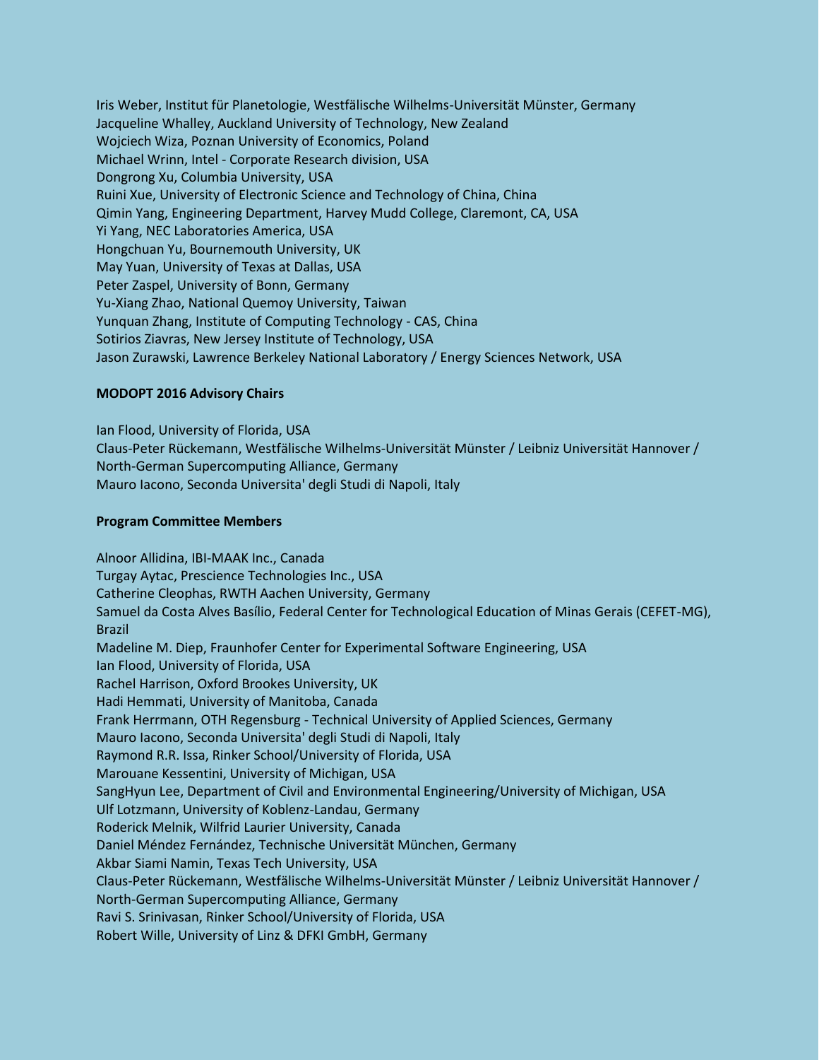Iris Weber, Institut für Planetologie, Westfälische Wilhelms-Universität Münster, Germany
Jacqueline Whalley, Auckland University of Technology, New Zealand
Wojciech Wiza, Poznan University of Economics, Poland
Michael Wrinn, Intel - Corporate Research division, USA
Dongrong Xu, Columbia University, USA
Ruini Xue, University of Electronic Science and Technology of China, China
Qimin Yang, Engineering Department, Harvey Mudd College, Claremont, CA, USA
Yi Yang, NEC Laboratories America, USA
Hongchuan Yu, Bournemouth University, UK
May Yuan, University of Texas at Dallas, USA
Peter Zaspel, University of Bonn, Germany
Yu-Xiang Zhao, National Quemoy University, Taiwan
Yunquan Zhang, Institute of Computing Technology - CAS, China
Sotirios Ziavras, New Jersey Institute of Technology, USA
Jason Zurawski, Lawrence Berkeley National Laboratory / Energy Sciences Network, USA

**MODOPT 2016 Advisory Chairs**

Ian Flood, University of Florida, USA
Claus-Peter Rückemann, Westfälische Wilhelms-Universität Münster / Leibniz Universität Hannover / North-German Supercomputing Alliance, Germany
Mauro Iacono, Seconda Universita' degli Studi di Napoli, Italy

**Program Committee Members**

Alnoor Allidina, IBI-MAAK Inc., Canada
Turgay Aytac, Prescience Technologies Inc., USA
Catherine Cleophas, RWTH Aachen University, Germany
Samuel da Costa Alves Basílio, Federal Center for Technological Education of Minas Gerais (CEFET-MG), Brazil
Madeline M. Diep, Fraunhofer Center for Experimental Software Engineering, USA
Ian Flood, University of Florida, USA
Rachel Harrison, Oxford Brookes University, UK
Hadi Hemmati, University of Manitoba, Canada
Frank Herrmann, OTH Regensburg - Technical University of Applied Sciences, Germany
Mauro Iacono, Seconda Universita' degli Studi di Napoli, Italy
Raymond R.R. Issa, Rinker School/University of Florida, USA
Marouane Kessentini, University of Michigan, USA
SangHyun Lee, Department of Civil and Environmental Engineering/University of Michigan, USA
Ulf Lotzmann, University of Koblenz-Landau, Germany
Roderick Melnik, Wilfrid Laurier University, Canada
Daniel Méndez Fernández, Technische Universität München, Germany
Akbar Siami Namin, Texas Tech University, USA
Claus-Peter Rückemann, Westfälische Wilhelms-Universität Münster / Leibniz Universität Hannover / North-German Supercomputing Alliance, Germany
Ravi S. Srinivasan, Rinker School/University of Florida, USA
Robert Wille, University of Linz & DFKI GmbH, Germany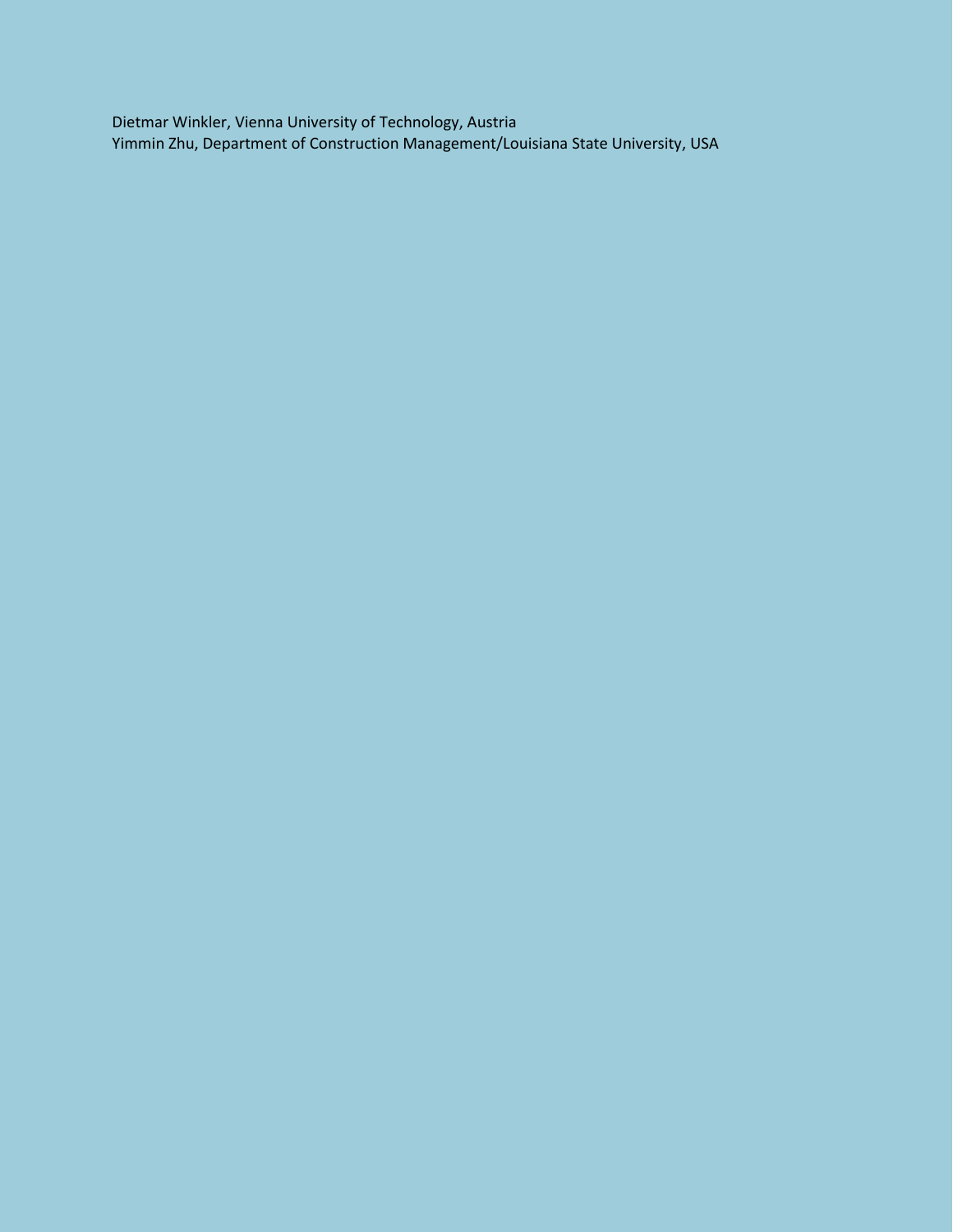Dietmar Winkler, Vienna University of Technology, Austria
Yimmin Zhu, Department of Construction Management/Louisiana State University, USA